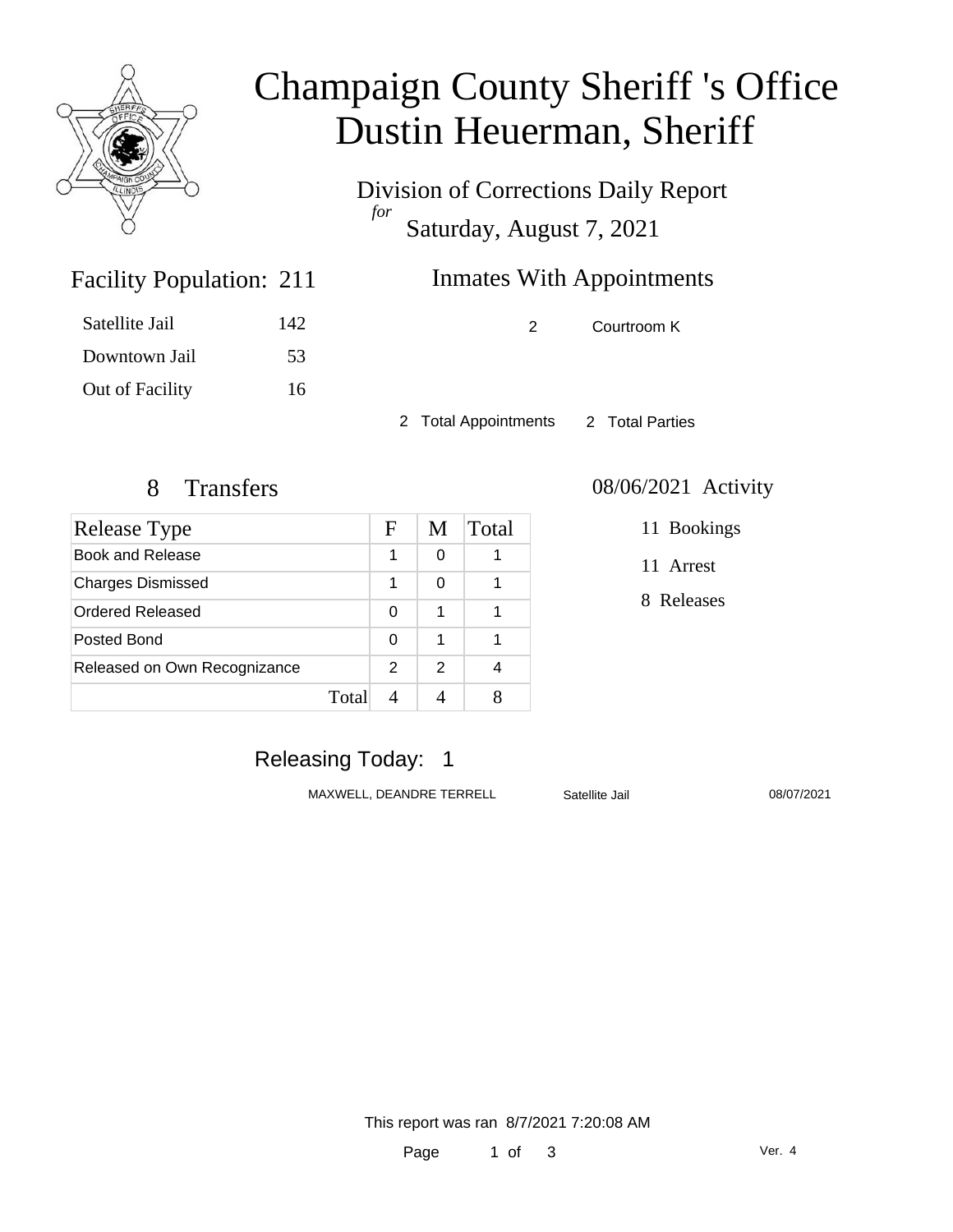# Champaign County Sheriff 's Office
# Dustin Heuerman, Sheriff

Division of Corrections Daily Report
*for*
Saturday, August 7, 2021

## Facility Population: 211

| | |
|---|---|
| Satellite Jail | 142 |
| Downtown Jail | 53 |
| Out of Facility | 16 |

## Inmates With Appointments

| | |
|---|---|
| 2 | Courtroom K |

2 Total Appointments    2 Total Parties

## 8 Transfers

| Release Type | F | M | Total |
|---|---|---|---|
| Book and Release | 1 | 0 | 1 |
| Charges Dismissed | 1 | 0 | 1 |
| Ordered Released | 0 | 1 | 1 |
| Posted Bond | 0 | 1 | 1 |
| Released on Own Recognizance | 2 | 2 | 4 |
| Total | 4 | 4 | 8 |

## 08/06/2021 Activity

11 Bookings

11 Arrest

8 Releases

## Releasing Today: 1

| | | |
|---|---|---|
| MAXWELL, DEANDRE TERRELL | Satellite Jail | 08/07/2021 |

This report was ran 8/7/2021 7:20:08 AM

Ver. 4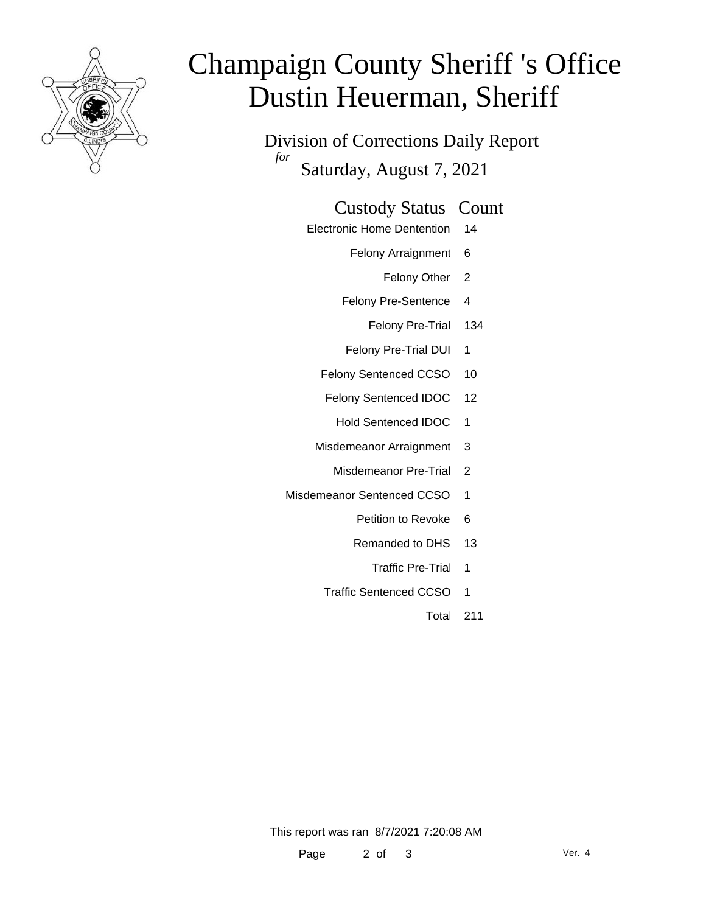# Champaign County Sheriff 's Office
# Dustin Heuerman, Sheriff

## Division of Corrections Daily Report

*for* Saturday, August 7, 2021

| Custody Status | Count |
| --- | --- |
| Electronic Home Dentention | 14 |
| Felony Arraignment | 6 |
| Felony Other | 2 |
| Felony Pre-Sentence | 4 |
| Felony Pre-Trial | 134 |
| Felony Pre-Trial DUI | 1 |
| Felony Sentenced CCSO | 10 |
| Felony Sentenced IDOC | 12 |
| Hold Sentenced IDOC | 1 |
| Misdemeanor Arraignment | 3 |
| Misdemeanor Pre-Trial | 2 |
| Misdemeanor Sentenced CCSO | 1 |
| Petition to Revoke | 6 |
| Remanded to DHS | 13 |
| Traffic Pre-Trial | 1 |
| Traffic Sentenced CCSO | 1 |
| Total | 211 |

This report was ran 8/7/2021 7:20:08 AM

Ver. 4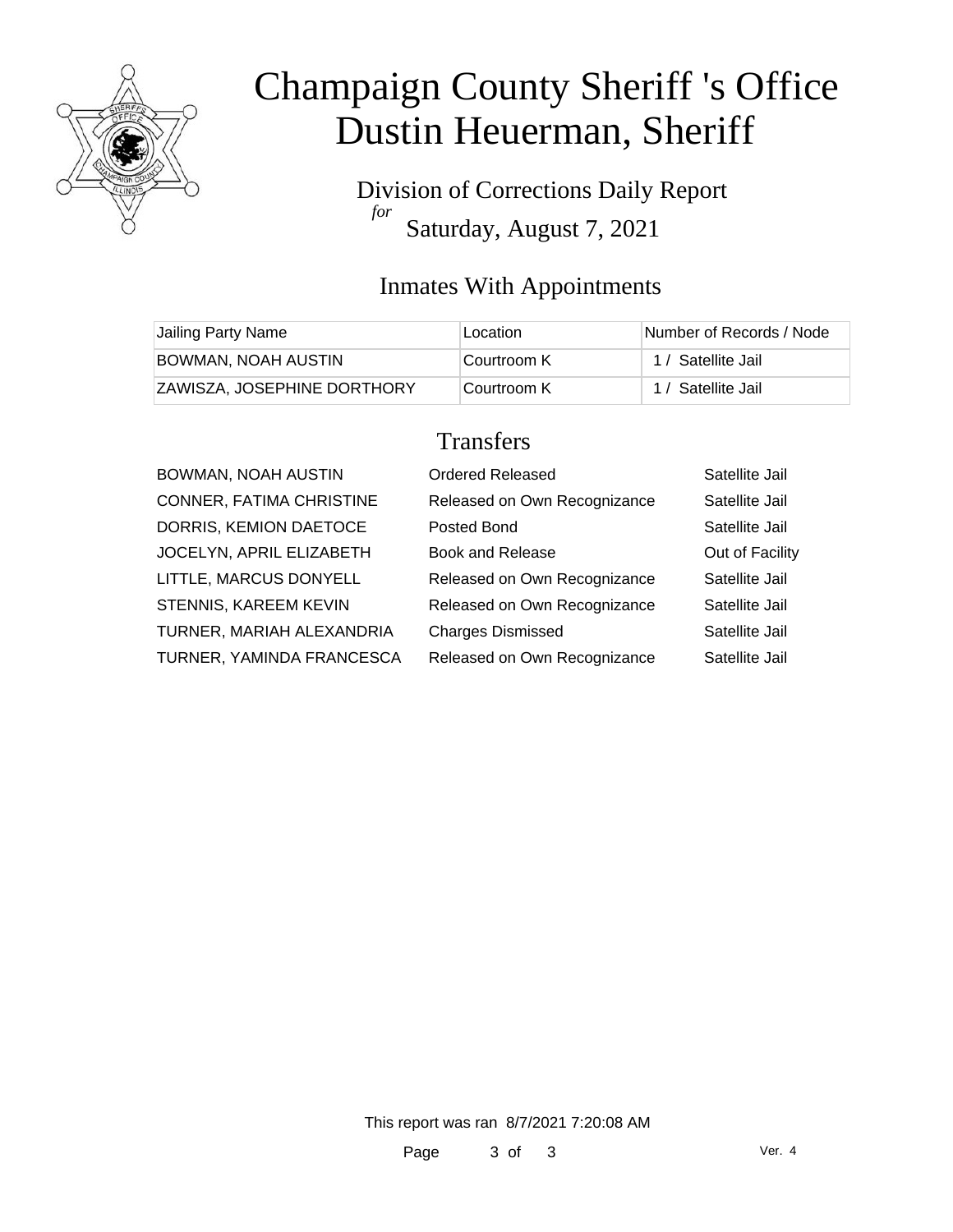# Champaign County Sheriff 's Office
# Dustin Heuerman, Sheriff

Division of Corrections Daily Report
*for*
Saturday, August 7, 2021

## Inmates With Appointments

| Jailing Party Name | Location | Number of Records / Node |
|---|---|---|
| BOWMAN, NOAH AUSTIN | Courtroom K | 1 / Satellite Jail |
| ZAWISZA, JOSEPHINE DORTHORY | Courtroom K | 1 / Satellite Jail |

## Transfers

| | | |
|---|---|---|
| BOWMAN, NOAH AUSTIN | Ordered Released | Satellite Jail |
| CONNER, FATIMA CHRISTINE | Released on Own Recognizance | Satellite Jail |
| DORRIS, KEMION DAETOCE | Posted Bond | Satellite Jail |
| JOCELYN, APRIL ELIZABETH | Book and Release | Out of Facility |
| LITTLE, MARCUS DONYELL | Released on Own Recognizance | Satellite Jail |
| STENNIS, KAREEM KEVIN | Released on Own Recognizance | Satellite Jail |
| TURNER, MARIAH ALEXANDRIA | Charges Dismissed | Satellite Jail |
| TURNER, YAMINDA FRANCESCA | Released on Own Recognizance | Satellite Jail |

This report was ran 8/7/2021 7:20:08 AM

Ver. 4